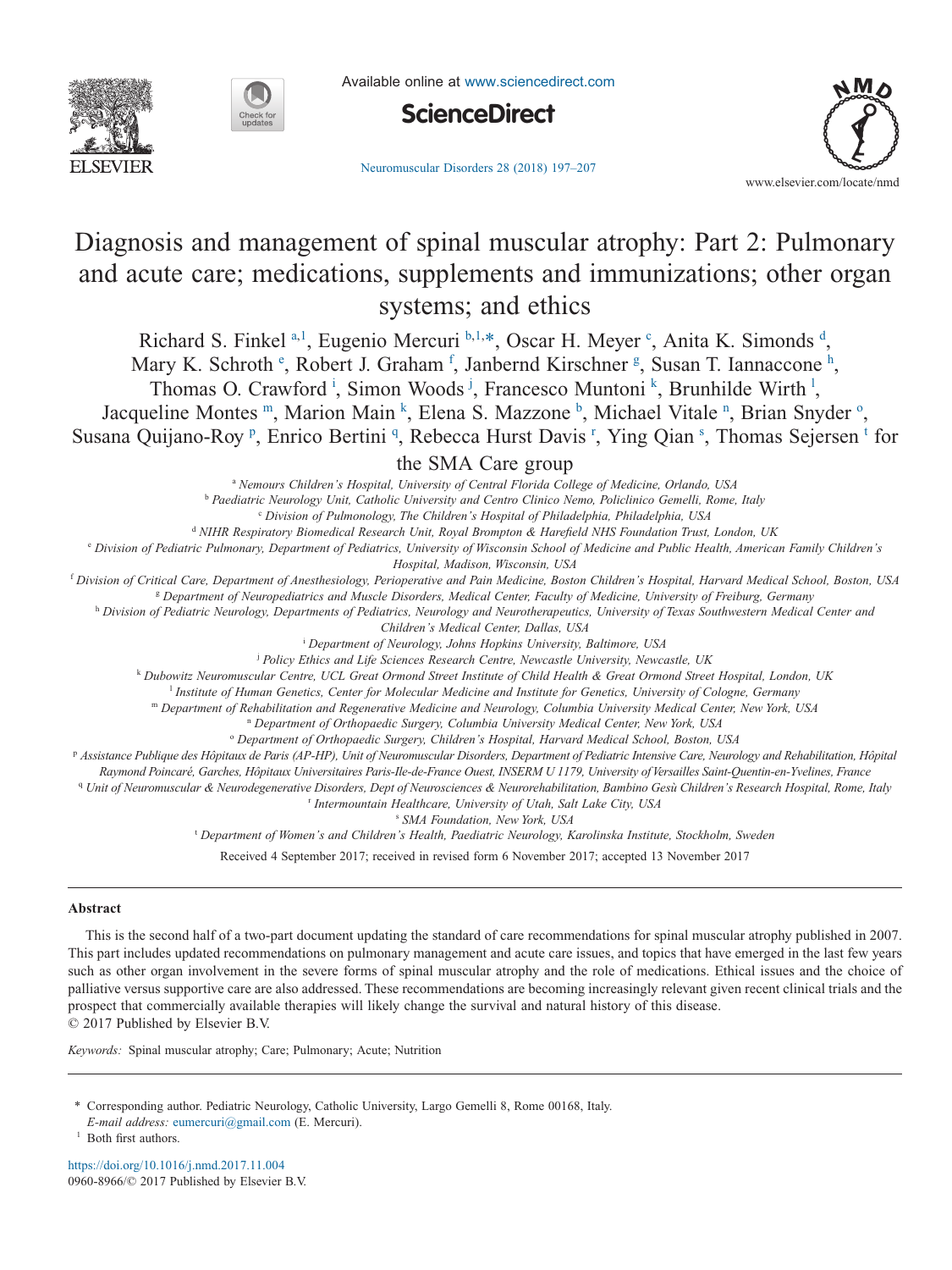# Diagnosis and management of spinal muscular atrophy: Part 2: Pulmonary and acute care; medications, supplements and immunizations; other organ systems; and ethics

Richard S. Finkel [a,1], Eugenio Mercuri [b,1,*], Oscar H. Meyer [c], Anita K. Simonds [d], Mary K. Schroth [e], Robert J. Graham [f], Janbernd Kirschner [g], Susan T. Iannaccone [h], Thomas O. Crawford [i], Simon Woods [j], Francesco Muntoni [k], Brunhilde Wirth [l], Jacqueline Montes [m], Marion Main [k], Elena S. Mazzone [b], Michael Vitale [n], Brian Snyder [o], Susana Quijano-Roy [p], Enrico Bertini [q], Rebecca Hurst Davis [r], Ying Qian [s], Thomas Sejersen [t] for the SMA Care group

[a] Nemours Children's Hospital, University of Central Florida College of Medicine, Orlando, USA
[b] Paediatric Neurology Unit, Catholic University and Centro Clinico Nemo, Policlinico Gemelli, Rome, Italy
[c] Division of Pulmonology, The Children's Hospital of Philadelphia, Philadelphia, USA
[d] NIHR Respiratory Biomedical Research Unit, Royal Brompton & Harefield NHS Foundation Trust, London, UK
[e] Division of Pediatric Pulmonary, Department of Pediatrics, University of Wisconsin School of Medicine and Public Health, American Family Children's Hospital, Madison, Wisconsin, USA
[f] Division of Critical Care, Department of Anesthesiology, Perioperative and Pain Medicine, Boston Children's Hospital, Harvard Medical School, Boston, USA
[g] Department of Neuropediatrics and Muscle Disorders, Medical Center, Faculty of Medicine, University of Freiburg, Germany
[h] Division of Pediatric Neurology, Departments of Pediatrics, Neurology and Neurotherapeutics, University of Texas Southwestern Medical Center and Children's Medical Center, Dallas, USA
[i] Department of Neurology, Johns Hopkins University, Baltimore, USA
[j] Policy Ethics and Life Sciences Research Centre, Newcastle University, Newcastle, UK
[k] Dubowitz Neuromuscular Centre, UCL Great Ormond Street Institute of Child Health & Great Ormond Street Hospital, London, UK
[l] Institute of Human Genetics, Center for Molecular Medicine and Institute for Genetics, University of Cologne, Germany
[m] Department of Rehabilitation and Regenerative Medicine and Neurology, Columbia University Medical Center, New York, USA
[n] Department of Orthopaedic Surgery, Columbia University Medical Center, New York, USA
[o] Department of Orthopaedic Surgery, Children's Hospital, Harvard Medical School, Boston, USA
[p] Assistance Publique des Hôpitaux de Paris (AP-HP), Unit of Neuromuscular Disorders, Department of Pediatric Intensive Care, Neurology and Rehabilitation, Hôpital Raymond Poincaré, Garches, Hôpitaux Universitaires Paris-Ile-de-France Ouest, INSERM U 1179, University of Versailles Saint-Quentin-en-Yvelines, France
[q] Unit of Neuromuscular & Neurodegenerative Disorders, Dept of Neurosciences & Neurorehabilitation, Bambino Gesù Children's Research Hospital, Rome, Italy
[r] Intermountain Healthcare, University of Utah, Salt Lake City, USA
[s] SMA Foundation, New York, USA
[t] Department of Women's and Children's Health, Paediatric Neurology, Karolinska Institute, Stockholm, Sweden

Received 4 September 2017; received in revised form 6 November 2017; accepted 13 November 2017

## Abstract

This is the second half of a two-part document updating the standard of care recommendations for spinal muscular atrophy published in 2007. This part includes updated recommendations on pulmonary management and acute care issues, and topics that have emerged in the last few years such as other organ involvement in the severe forms of spinal muscular atrophy and the role of medications. Ethical issues and the choice of palliative versus supportive care are also addressed. These recommendations are becoming increasingly relevant given recent clinical trials and the prospect that commercially available therapies will likely change the survival and natural history of this disease.
© 2017 Published by Elsevier B.V.

*Keywords:* Spinal muscular atrophy; Care; Pulmonary; Acute; Nutrition

\* Corresponding author. Pediatric Neurology, Catholic University, Largo Gemelli 8, Rome 00168, Italy.
*E-mail address:* eumercuri@gmail.com (E. Mercuri).
[1] Both first authors.

https://doi.org/10.1016/j.nmd.2017.11.004
0960-8966/© 2017 Published by Elsevier B.V.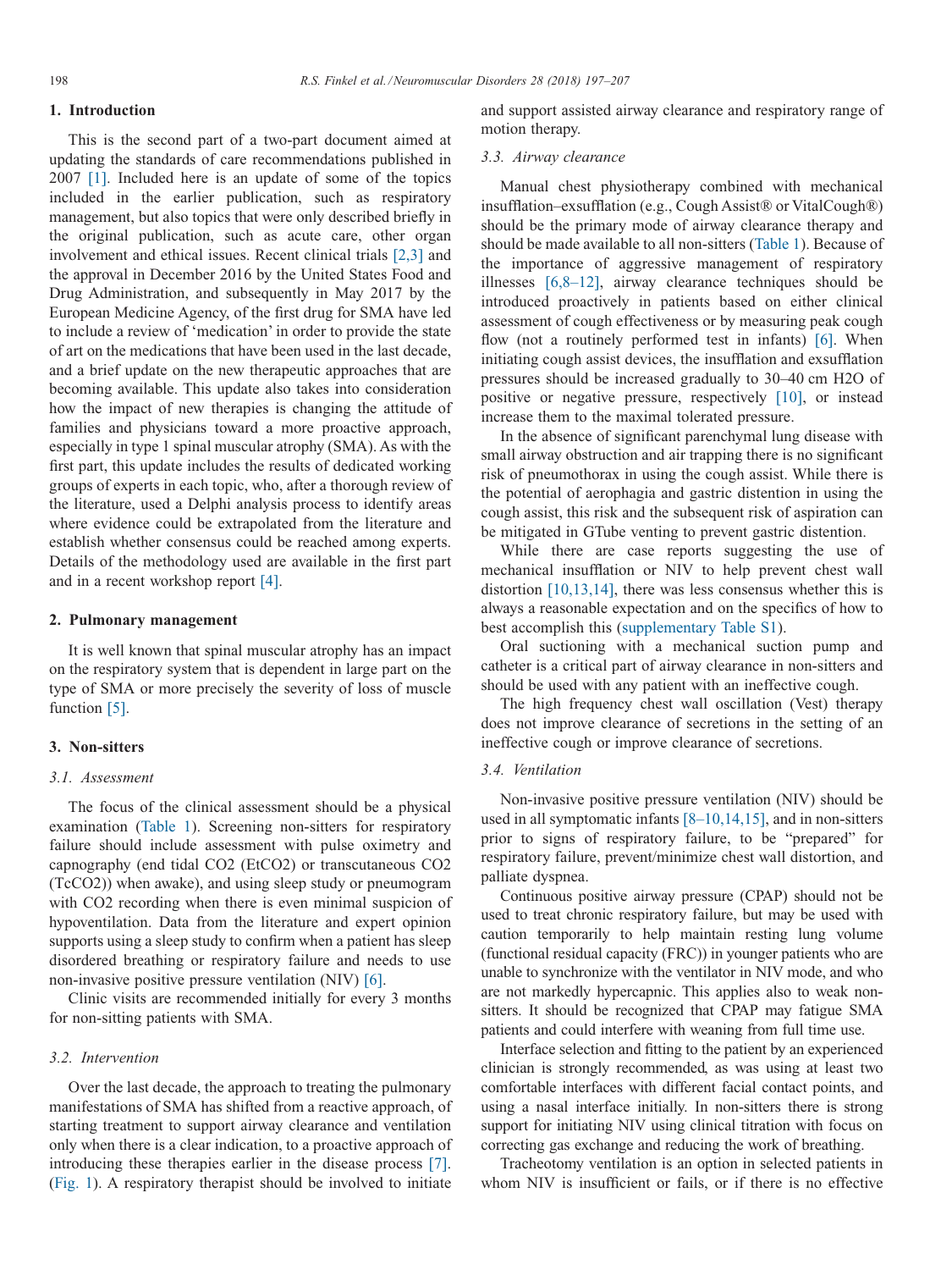## 1. Introduction

This is the second part of a two-part document aimed at updating the standards of care recommendations published in 2007 [1]. Included here is an update of some of the topics included in the earlier publication, such as respiratory management, but also topics that were only described briefly in the original publication, such as acute care, other organ involvement and ethical issues. Recent clinical trials [2,3] and the approval in December 2016 by the United States Food and Drug Administration, and subsequently in May 2017 by the European Medicine Agency, of the first drug for SMA have led to include a review of 'medication' in order to provide the state of art on the medications that have been used in the last decade, and a brief update on the new therapeutic approaches that are becoming available. This update also takes into consideration how the impact of new therapies is changing the attitude of families and physicians toward a more proactive approach, especially in type 1 spinal muscular atrophy (SMA). As with the first part, this update includes the results of dedicated working groups of experts in each topic, who, after a thorough review of the literature, used a Delphi analysis process to identify areas where evidence could be extrapolated from the literature and establish whether consensus could be reached among experts. Details of the methodology used are available in the first part and in a recent workshop report [4].

## 2. Pulmonary management

It is well known that spinal muscular atrophy has an impact on the respiratory system that is dependent in large part on the type of SMA or more precisely the severity of loss of muscle function [5].

## 3. Non-sitters

### 3.1. Assessment

The focus of the clinical assessment should be a physical examination (Table 1). Screening non-sitters for respiratory failure should include assessment with pulse oximetry and capnography (end tidal CO2 (EtCO2) or transcutaneous CO2 (TcCO2)) when awake), and using sleep study or pneumogram with CO2 recording when there is even minimal suspicion of hypoventilation. Data from the literature and expert opinion supports using a sleep study to confirm when a patient has sleep disordered breathing or respiratory failure and needs to use non-invasive positive pressure ventilation (NIV) [6].

Clinic visits are recommended initially for every 3 months for non-sitting patients with SMA.

### 3.2. Intervention

Over the last decade, the approach to treating the pulmonary manifestations of SMA has shifted from a reactive approach, of starting treatment to support airway clearance and ventilation only when there is a clear indication, to a proactive approach of introducing these therapies earlier in the disease process [7]. (Fig. 1). A respiratory therapist should be involved to initiate and support assisted airway clearance and respiratory range of motion therapy.

### 3.3. Airway clearance

Manual chest physiotherapy combined with mechanical insufflation–exsufflation (e.g., Cough Assist® or VitalCough®) should be the primary mode of airway clearance therapy and should be made available to all non-sitters (Table 1). Because of the importance of aggressive management of respiratory illnesses [6,8–12], airway clearance techniques should be introduced proactively in patients based on either clinical assessment of cough effectiveness or by measuring peak cough flow (not a routinely performed test in infants) [6]. When initiating cough assist devices, the insufflation and exsufflation pressures should be increased gradually to 30–40 cm H2O of positive or negative pressure, respectively [10], or instead increase them to the maximal tolerated pressure.

In the absence of significant parenchymal lung disease with small airway obstruction and air trapping there is no significant risk of pneumothorax in using the cough assist. While there is the potential of aerophagia and gastric distention in using the cough assist, this risk and the subsequent risk of aspiration can be mitigated in GTube venting to prevent gastric distention.

While there are case reports suggesting the use of mechanical insufflation or NIV to help prevent chest wall distortion [10,13,14], there was less consensus whether this is always a reasonable expectation and on the specifics of how to best accomplish this (supplementary Table S1).

Oral suctioning with a mechanical suction pump and catheter is a critical part of airway clearance in non-sitters and should be used with any patient with an ineffective cough.

The high frequency chest wall oscillation (Vest) therapy does not improve clearance of secretions in the setting of an ineffective cough or improve clearance of secretions.

### 3.4. Ventilation

Non-invasive positive pressure ventilation (NIV) should be used in all symptomatic infants [8–10,14,15], and in non-sitters prior to signs of respiratory failure, to be "prepared" for respiratory failure, prevent/minimize chest wall distortion, and palliate dyspnea.

Continuous positive airway pressure (CPAP) should not be used to treat chronic respiratory failure, but may be used with caution temporarily to help maintain resting lung volume (functional residual capacity (FRC)) in younger patients who are unable to synchronize with the ventilator in NIV mode, and who are not markedly hypercapnic. This applies also to weak non-sitters. It should be recognized that CPAP may fatigue SMA patients and could interfere with weaning from full time use.

Interface selection and fitting to the patient by an experienced clinician is strongly recommended, as was using at least two comfortable interfaces with different facial contact points, and using a nasal interface initially. In non-sitters there is strong support for initiating NIV using clinical titration with focus on correcting gas exchange and reducing the work of breathing.

Tracheotomy ventilation is an option in selected patients in whom NIV is insufficient or fails, or if there is no effective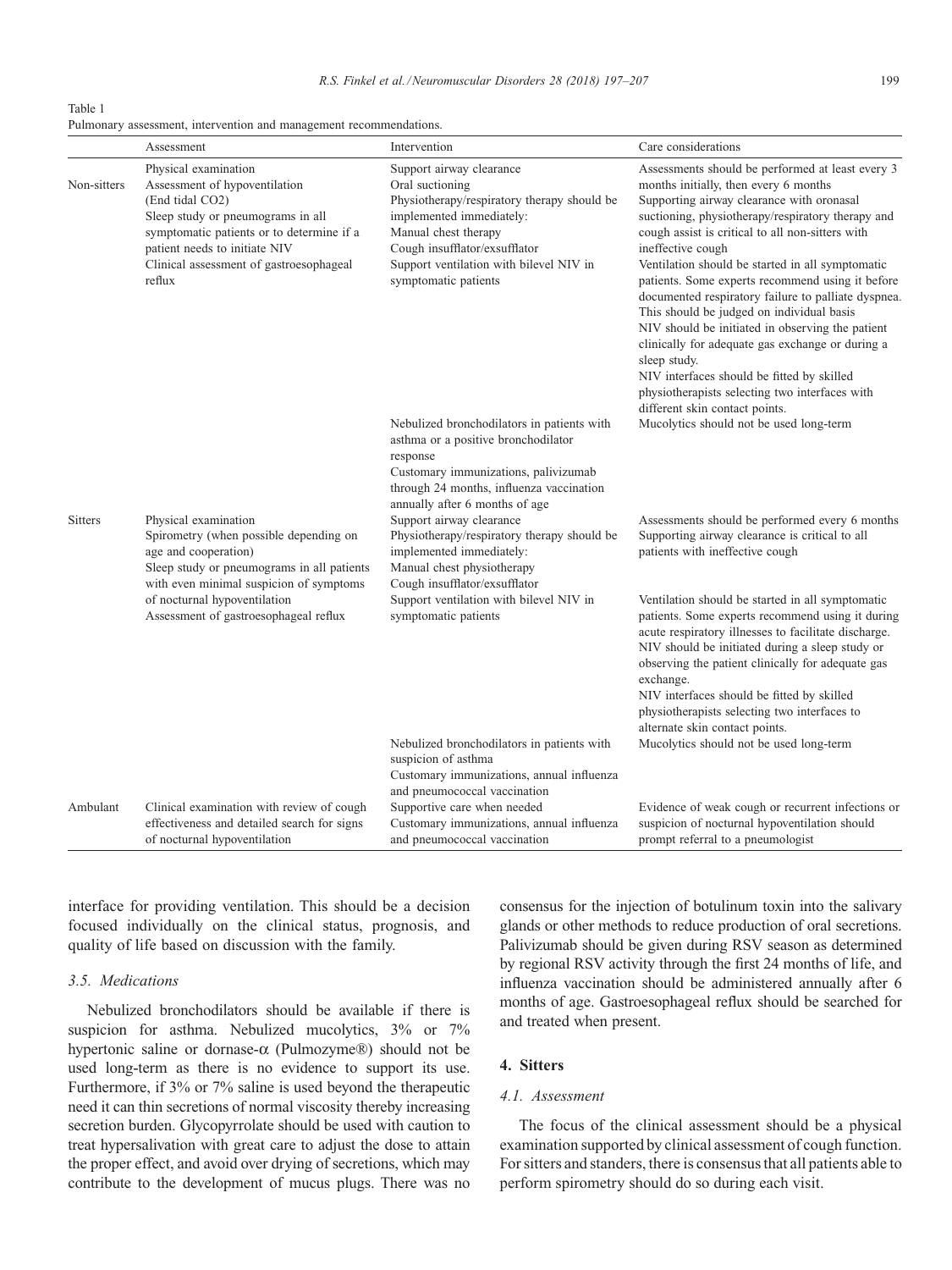Table 1
Pulmonary assessment, intervention and management recommendations.

| | Assessment | Intervention | Care considerations |
|---|---|---|---|
| Non-sitters | Physical examination<br>Assessment of hypoventilation<br>(End tidal CO2)<br>Sleep study or pneumograms in all symptomatic patients or to determine if a patient needs to initiate NIV<br>Clinical assessment of gastroesophageal reflux | Support airway clearance<br>Oral suctioning<br>Physiotherapy/respiratory therapy should be implemented immediately:<br>Manual chest therapy<br>Cough insufflator/exsufflator<br>Support ventilation with bilevel NIV in symptomatic patients | Assessments should be performed at least every 3 months initially, then every 6 months<br>Supporting airway clearance with oronasal suctioning, physiotherapy/respiratory therapy and cough assist is critical to all non-sitters with ineffective cough<br>Ventilation should be started in all symptomatic patients. Some experts recommend using it before documented respiratory failure to palliate dyspnea. This should be judged on individual basis<br>NIV should be initiated in observing the patient clinically for adequate gas exchange or during a sleep study.<br>NIV interfaces should be fitted by skilled physiotherapists selecting two interfaces with different skin contact points. |
| | | Nebulized bronchodilators in patients with asthma or a positive bronchodilator response<br>Customary immunizations, palivizumab through 24 months, influenza vaccination annually after 6 months of age | Mucolytics should not be used long-term |
| Sitters | Physical examination<br>Spirometry (when possible depending on age and cooperation)<br>Sleep study or pneumograms in all patients with even minimal suspicion of symptoms of nocturnal hypoventilation<br>Assessment of gastroesophageal reflux | Support airway clearance<br>Physiotherapy/respiratory therapy should be implemented immediately:<br>Manual chest physiotherapy<br>Cough insufflator/exsufflator<br>Support ventilation with bilevel NIV in symptomatic patients | Assessments should be performed every 6 months<br>Supporting airway clearance is critical to all patients with ineffective cough<br>Ventilation should be started in all symptomatic patients. Some experts recommend using it during acute respiratory illnesses to facilitate discharge.<br>NIV should be initiated during a sleep study or observing the patient clinically for adequate gas exchange.<br>NIV interfaces should be fitted by skilled physiotherapists selecting two interfaces to alternate skin contact points. |
| | | Nebulized bronchodilators in patients with suspicion of asthma<br>Customary immunizations, annual influenza and pneumococcal vaccination | Mucolytics should not be used long-term |
| Ambulant | Clinical examination with review of cough effectiveness and detailed search for signs of nocturnal hypoventilation | Supportive care when needed<br>Customary immunizations, annual influenza and pneumococcal vaccination | Evidence of weak cough or recurrent infections or suspicion of nocturnal hypoventilation should prompt referral to a pneumologist |

interface for providing ventilation. This should be a decision focused individually on the clinical status, prognosis, and quality of life based on discussion with the family.

### 3.5. Medications

Nebulized bronchodilators should be available if there is suspicion for asthma. Nebulized mucolytics, 3% or 7% hypertonic saline or dornase-α (Pulmozyme®) should not be used long-term as there is no evidence to support its use. Furthermore, if 3% or 7% saline is used beyond the therapeutic need it can thin secretions of normal viscosity thereby increasing secretion burden. Glycopyrrolate should be used with caution to treat hypersalivation with great care to adjust the dose to attain the proper effect, and avoid over drying of secretions, which may contribute to the development of mucus plugs. There was no consensus for the injection of botulinum toxin into the salivary glands or other methods to reduce production of oral secretions. Palivizumab should be given during RSV season as determined by regional RSV activity through the first 24 months of life, and influenza vaccination should be administered annually after 6 months of age. Gastroesophageal reflux should be searched for and treated when present.

## 4. Sitters

### 4.1. Assessment

The focus of the clinical assessment should be a physical examination supported by clinical assessment of cough function. For sitters and standers, there is consensus that all patients able to perform spirometry should do so during each visit.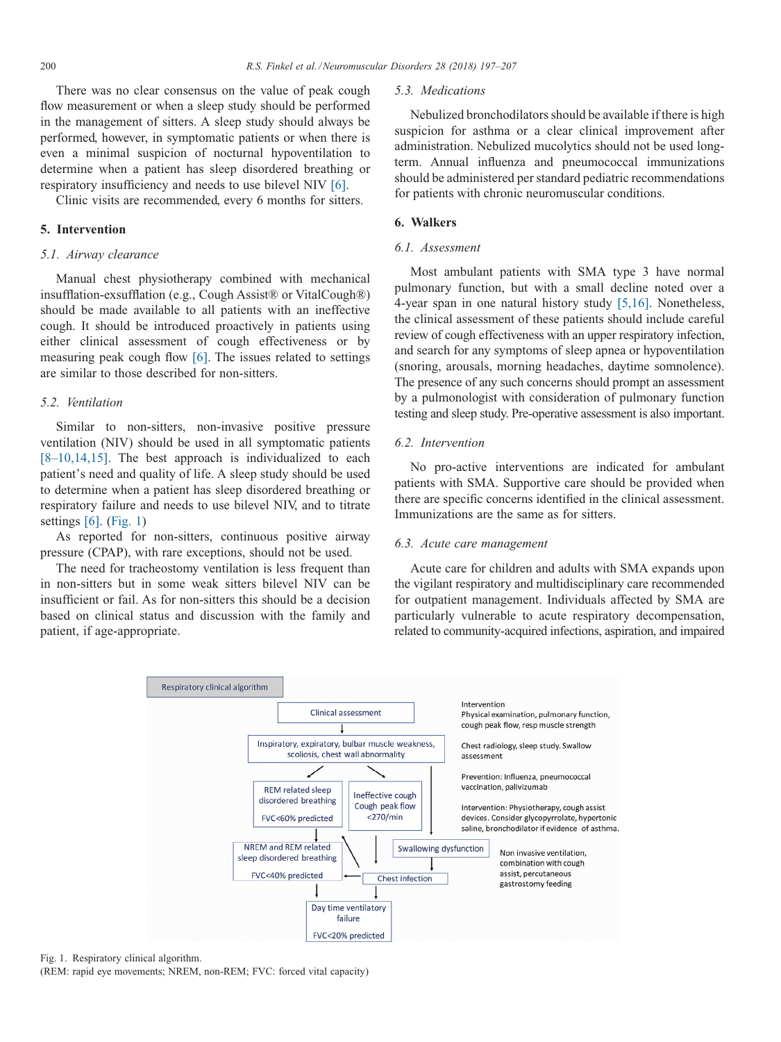There was no clear consensus on the value of peak cough flow measurement or when a sleep study should be performed in the management of sitters. A sleep study should always be performed, however, in symptomatic patients or when there is even a minimal suspicion of nocturnal hypoventilation to determine when a patient has sleep disordered breathing or respiratory insufficiency and needs to use bilevel NIV [6].

Clinic visits are recommended, every 6 months for sitters.

## 5. Intervention

### *5.1. Airway clearance*

Manual chest physiotherapy combined with mechanical insufflation-exsufflation (e.g., Cough Assist® or VitalCough®) should be made available to all patients with an ineffective cough. It should be introduced proactively in patients using either clinical assessment of cough effectiveness or by measuring peak cough flow [6]. The issues related to settings are similar to those described for non-sitters.

### *5.2. Ventilation*

Similar to non-sitters, non-invasive positive pressure ventilation (NIV) should be used in all symptomatic patients [8–10,14,15]. The best approach is individualized to each patient's need and quality of life. A sleep study should be used to determine when a patient has sleep disordered breathing or respiratory failure and needs to use bilevel NIV, and to titrate settings [6]. (Fig. 1)

As reported for non-sitters, continuous positive airway pressure (CPAP), with rare exceptions, should not be used.

The need for tracheostomy ventilation is less frequent than in non-sitters but in some weak sitters bilevel NIV can be insufficient or fail. As for non-sitters this should be a decision based on clinical status and discussion with the family and patient, if age-appropriate.

### *5.3. Medications*

Nebulized bronchodilators should be available if there is high suspicion for asthma or a clear clinical improvement after administration. Nebulized mucolytics should not be used long-term. Annual influenza and pneumococcal immunizations should be administered per standard pediatric recommendations for patients with chronic neuromuscular conditions.

## 6. Walkers

### *6.1. Assessment*

Most ambulant patients with SMA type 3 have normal pulmonary function, but with a small decline noted over a 4-year span in one natural history study [5,16]. Nonetheless, the clinical assessment of these patients should include careful review of cough effectiveness with an upper respiratory infection, and search for any symptoms of sleep apnea or hypoventilation (snoring, arousals, morning headaches, daytime somnolence). The presence of any such concerns should prompt an assessment by a pulmonologist with consideration of pulmonary function testing and sleep study. Pre-operative assessment is also important.

### *6.2. Intervention*

No pro-active interventions are indicated for ambulant patients with SMA. Supportive care should be provided when there are specific concerns identified in the clinical assessment. Immunizations are the same as for sitters.

### *6.3. Acute care management*

Acute care for children and adults with SMA expands upon the vigilant respiratory and multidisciplinary care recommended for outpatient management. Individuals affected by SMA are particularly vulnerable to acute respiratory decompensation, related to community-acquired infections, aspiration, and impaired

Respiratory clinical algorithm

Clinical assessment → Inspiratory, expiratory, bulbar muscle weakness, scoliosis, chest wall abnormality → REM related sleep disordered breathing (FVC<60% predicted); Ineffective cough (Cough peak flow <270/min); Swallowing dysfunction → Chest infection; NREM and REM related sleep disordered breathing (FVC<40% predicted) → Day time ventilatory failure (FVC<20% predicted)

Intervention: Physical examination, pulmonary function, cough peak flow, resp muscle strength

Chest radiology, sleep study. Swallow assessment

Prevention: Influenza, pneumococcal vaccination, palivizumab

Intervention: Physiotherapy, cough assist devices. Consider glycopyrrolate, hypertonic saline, bronchodilator if evidence of asthma.

Non invasive ventilation, combination with cough assist, percutaneous gastrostomy feeding

Fig. 1. Respiratory clinical algorithm.
(REM: rapid eye movements; NREM, non-REM; FVC: forced vital capacity)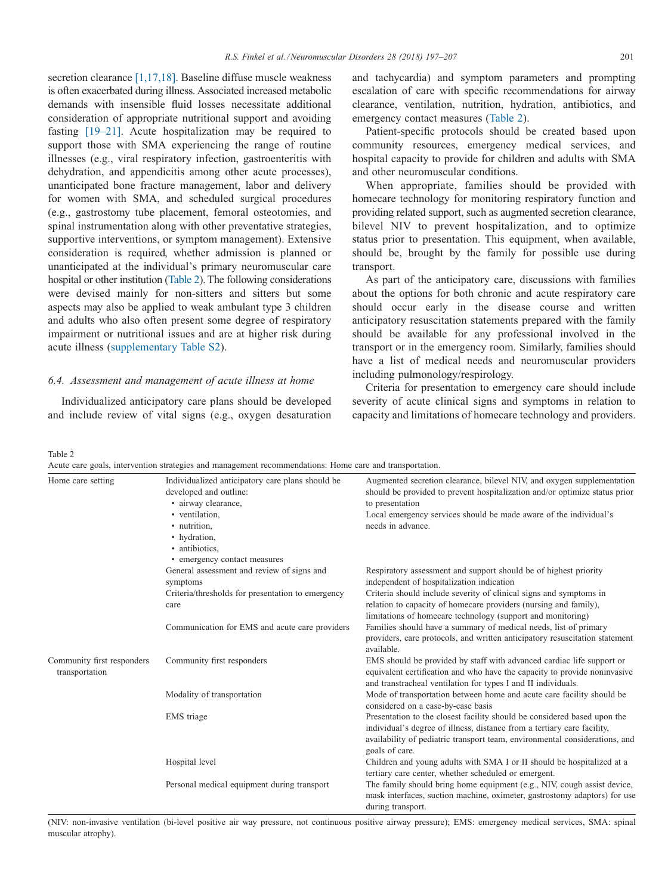secretion clearance [1,17,18]. Baseline diffuse muscle weakness is often exacerbated during illness. Associated increased metabolic demands with insensible fluid losses necessitate additional consideration of appropriate nutritional support and avoiding fasting [19–21]. Acute hospitalization may be required to support those with SMA experiencing the range of routine illnesses (e.g., viral respiratory infection, gastroenteritis with dehydration, and appendicitis among other acute processes), unanticipated bone fracture management, labor and delivery for women with SMA, and scheduled surgical procedures (e.g., gastrostomy tube placement, femoral osteotomies, and spinal instrumentation along with other preventative strategies, supportive interventions, or symptom management). Extensive consideration is required, whether admission is planned or unanticipated at the individual's primary neuromuscular care hospital or other institution (Table 2). The following considerations were devised mainly for non-sitters and sitters but some aspects may also be applied to weak ambulant type 3 children and adults who also often present some degree of respiratory impairment or nutritional issues and are at higher risk during acute illness (supplementary Table S2).

### 6.4. Assessment and management of acute illness at home

Individualized anticipatory care plans should be developed and include review of vital signs (e.g., oxygen desaturation and tachycardia) and symptom parameters and prompting escalation of care with specific recommendations for airway clearance, ventilation, nutrition, hydration, antibiotics, and emergency contact measures (Table 2).

Patient-specific protocols should be created based upon community resources, emergency medical services, and hospital capacity to provide for children and adults with SMA and other neuromuscular conditions.

When appropriate, families should be provided with homecare technology for monitoring respiratory function and providing related support, such as augmented secretion clearance, bilevel NIV to prevent hospitalization, and to optimize status prior to presentation. This equipment, when available, should be, brought by the family for possible use during transport.

As part of the anticipatory care, discussions with families about the options for both chronic and acute respiratory care should occur early in the disease course and written anticipatory resuscitation statements prepared with the family should be available for any professional involved in the transport or in the emergency room. Similarly, families should have a list of medical needs and neuromuscular providers including pulmonology/respirology.

Criteria for presentation to emergency care should include severity of acute clinical signs and symptoms in relation to capacity and limitations of homecare technology and providers.

Table 2
Acute care goals, intervention strategies and management recommendations: Home care and transportation.

| | | |
|---|---|---|
| Home care setting | Individualized anticipatory care plans should be developed and outline: <br>• airway clearance, <br>• ventilation, <br>• nutrition, <br>• hydration, <br>• antibiotics, <br>• emergency contact measures | Augmented secretion clearance, bilevel NIV, and oxygen supplementation should be provided to prevent hospitalization and/or optimize status prior to presentation <br>Local emergency services should be made aware of the individual's needs in advance. |
| | General assessment and review of signs and symptoms | Respiratory assessment and support should be of highest priority independent of hospitalization indication |
| | Criteria/thresholds for presentation to emergency care | Criteria should include severity of clinical signs and symptoms in relation to capacity of homecare providers (nursing and family), limitations of homecare technology (support and monitoring) |
| | Communication for EMS and acute care providers | Families should have a summary of medical needs, list of primary providers, care protocols, and written anticipatory resuscitation statement available. |
| Community first responders transportation | Community first responders | EMS should be provided by staff with advanced cardiac life support or equivalent certification and who have the capacity to provide noninvasive and transtracheal ventilation for types I and II individuals. |
| | Modality of transportation | Mode of transportation between home and acute care facility should be considered on a case-by-case basis |
| | EMS triage | Presentation to the closest facility should be considered based upon the individual's degree of illness, distance from a tertiary care facility, availability of pediatric transport team, environmental considerations, and goals of care. |
| | Hospital level | Children and young adults with SMA I or II should be hospitalized at a tertiary care center, whether scheduled or emergent. |
| | Personal medical equipment during transport | The family should bring home equipment (e.g., NIV, cough assist device, mask interfaces, suction machine, oximeter, gastrostomy adaptors) for use during transport. |

(NIV: non-invasive ventilation (bi-level positive air way pressure, not continuous positive airway pressure); EMS: emergency medical services, SMA: spinal muscular atrophy).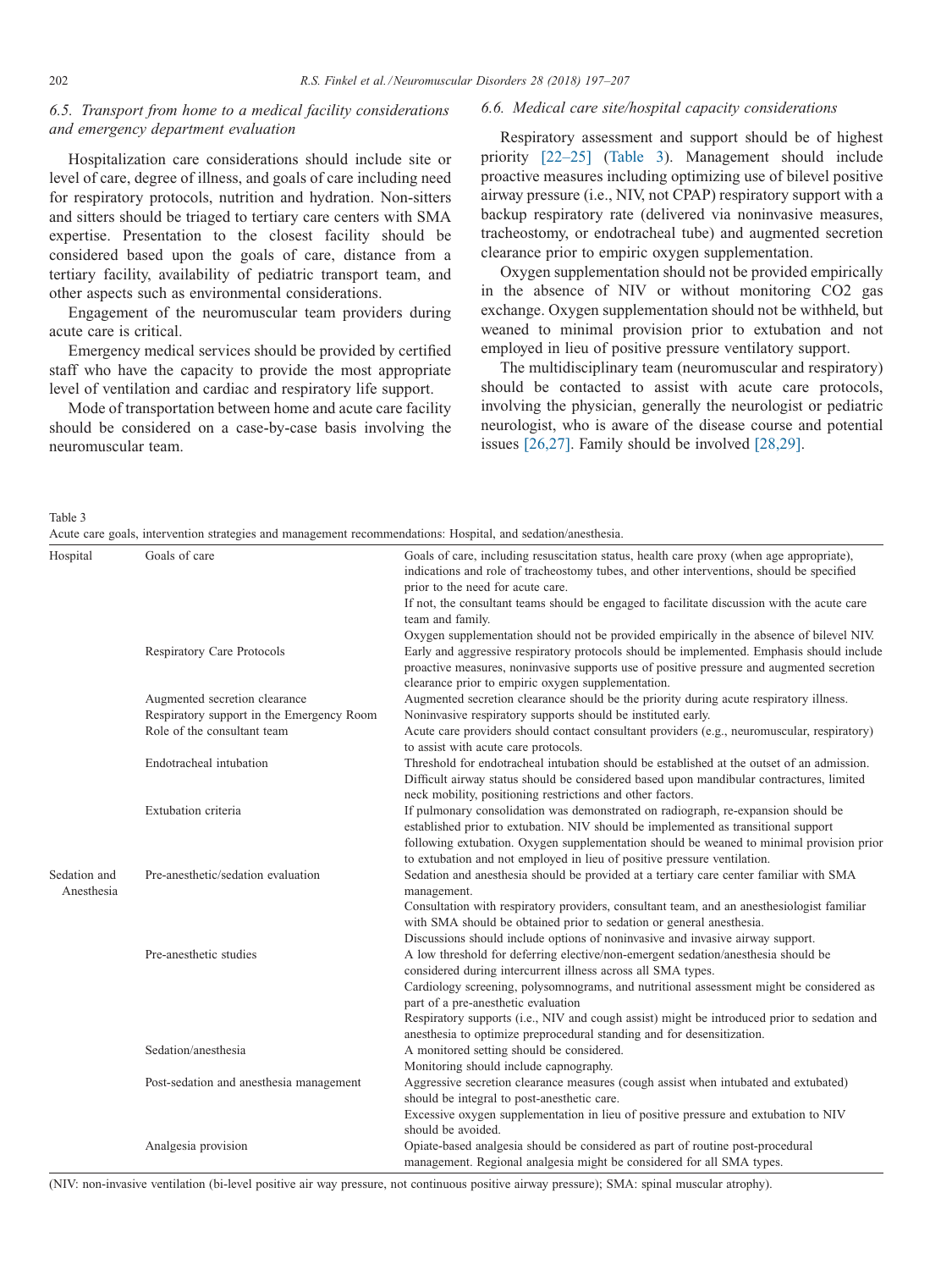### 6.5. Transport from home to a medical facility considerations and emergency department evaluation

Hospitalization care considerations should include site or level of care, degree of illness, and goals of care including need for respiratory protocols, nutrition and hydration. Non-sitters and sitters should be triaged to tertiary care centers with SMA expertise. Presentation to the closest facility should be considered based upon the goals of care, distance from a tertiary facility, availability of pediatric transport team, and other aspects such as environmental considerations.

Engagement of the neuromuscular team providers during acute care is critical.

Emergency medical services should be provided by certified staff who have the capacity to provide the most appropriate level of ventilation and cardiac and respiratory life support.

Mode of transportation between home and acute care facility should be considered on a case-by-case basis involving the neuromuscular team.

### 6.6. Medical care site/hospital capacity considerations

Respiratory assessment and support should be of highest priority [22–25] (Table 3). Management should include proactive measures including optimizing use of bilevel positive airway pressure (i.e., NIV, not CPAP) respiratory support with a backup respiratory rate (delivered via noninvasive measures, tracheostomy, or endotracheal tube) and augmented secretion clearance prior to empiric oxygen supplementation.

Oxygen supplementation should not be provided empirically in the absence of NIV or without monitoring CO2 gas exchange. Oxygen supplementation should not be withheld, but weaned to minimal provision prior to extubation and not employed in lieu of positive pressure ventilatory support.

The multidisciplinary team (neuromuscular and respiratory) should be contacted to assist with acute care protocols, involving the physician, generally the neurologist or pediatric neurologist, who is aware of the disease course and potential issues [26,27]. Family should be involved [28,29].

Table 3
Acute care goals, intervention strategies and management recommendations: Hospital, and sedation/anesthesia.

| | | |
|---|---|---|
| Hospital | Goals of care | Goals of care, including resuscitation status, health care proxy (when age appropriate), indications and role of tracheostomy tubes, and other interventions, should be specified prior to the need for acute care.<br>If not, the consultant teams should be engaged to facilitate discussion with the acute care team and family.<br>Oxygen supplementation should not be provided empirically in the absence of bilevel NIV. |
| | Respiratory Care Protocols | Early and aggressive respiratory protocols should be implemented. Emphasis should include proactive measures, noninvasive supports use of positive pressure and augmented secretion clearance prior to empiric oxygen supplementation. |
| | Augmented secretion clearance | Augmented secretion clearance should be the priority during acute respiratory illness. |
| | Respiratory support in the Emergency Room | Noninvasive respiratory supports should be instituted early. |
| | Role of the consultant team | Acute care providers should contact consultant providers (e.g., neuromuscular, respiratory) to assist with acute care protocols. |
| | Endotracheal intubation | Threshold for endotracheal intubation should be established at the outset of an admission. Difficult airway status should be considered based upon mandibular contractures, limited neck mobility, positioning restrictions and other factors. |
| | Extubation criteria | If pulmonary consolidation was demonstrated on radiograph, re-expansion should be established prior to extubation. NIV should be implemented as transitional support following extubation. Oxygen supplementation should be weaned to minimal provision prior to extubation and not employed in lieu of positive pressure ventilation. |
| Sedation and Anesthesia | Pre-anesthetic/sedation evaluation | Sedation and anesthesia should be provided at a tertiary care center familiar with SMA management.<br>Consultation with respiratory providers, consultant team, and an anesthesiologist familiar with SMA should be obtained prior to sedation or general anesthesia.<br>Discussions should include options of noninvasive and invasive airway support. |
| | Pre-anesthetic studies | A low threshold for deferring elective/non-emergent sedation/anesthesia should be considered during intercurrent illness across all SMA types.<br>Cardiology screening, polysomnograms, and nutritional assessment might be considered as part of a pre-anesthetic evaluation<br>Respiratory supports (i.e., NIV and cough assist) might be introduced prior to sedation and anesthesia to optimize preprocedural standing and for desensitization. |
| | Sedation/anesthesia | A monitored setting should be considered.<br>Monitoring should include capnography. |
| | Post-sedation and anesthesia management | Aggressive secretion clearance measures (cough assist when intubated and extubated) should be integral to post-anesthetic care.<br>Excessive oxygen supplementation in lieu of positive pressure and extubation to NIV should be avoided. |
| | Analgesia provision | Opiate-based analgesia should be considered as part of routine post-procedural management. Regional analgesia might be considered for all SMA types. |

(NIV: non-invasive ventilation (bi-level positive air way pressure, not continuous positive airway pressure); SMA: spinal muscular atrophy).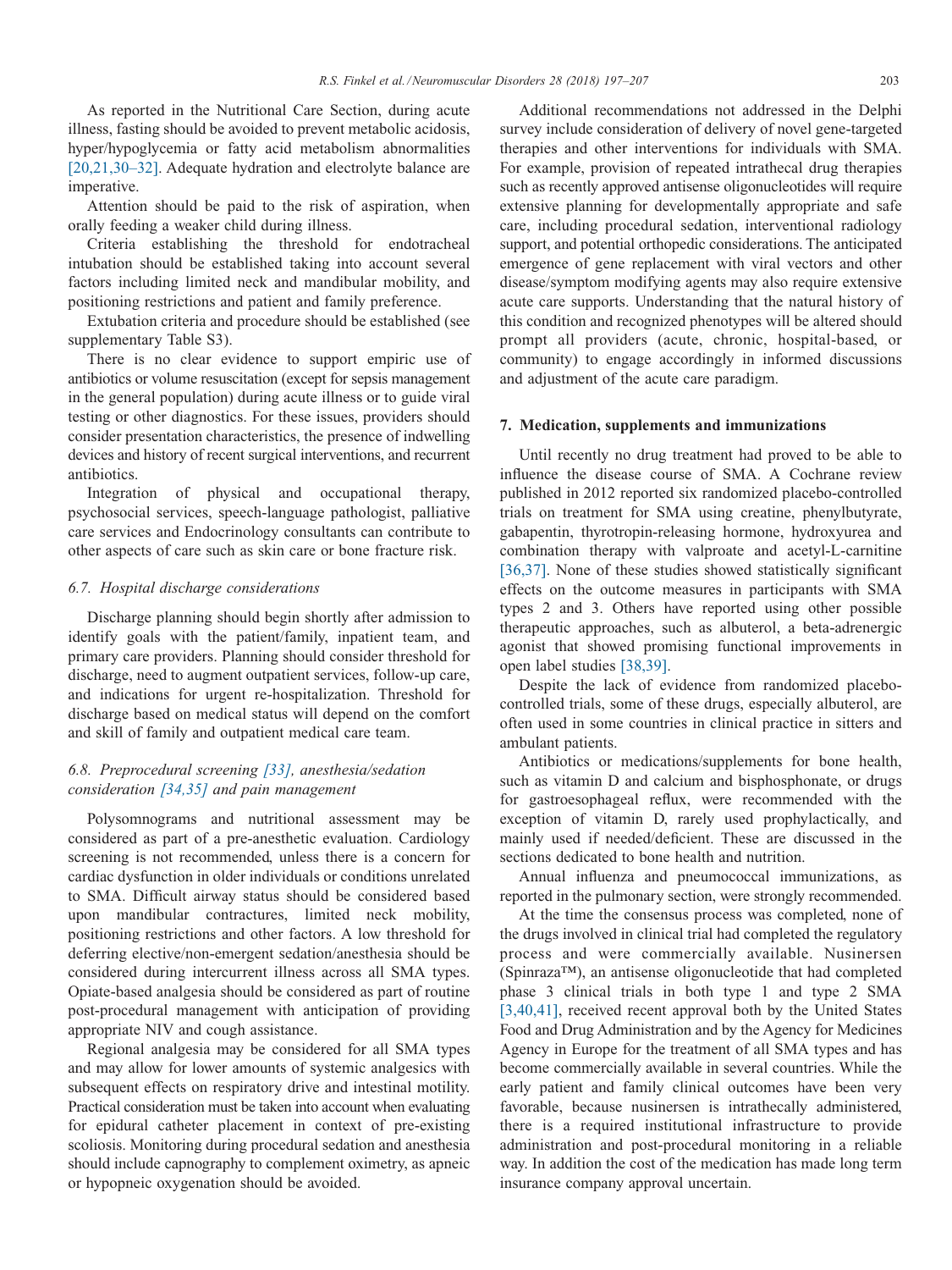As reported in the Nutritional Care Section, during acute illness, fasting should be avoided to prevent metabolic acidosis, hyper/hypoglycemia or fatty acid metabolism abnormalities [20,21,30–32]. Adequate hydration and electrolyte balance are imperative.

Attention should be paid to the risk of aspiration, when orally feeding a weaker child during illness.

Criteria establishing the threshold for endotracheal intubation should be established taking into account several factors including limited neck and mandibular mobility, and positioning restrictions and patient and family preference.

Extubation criteria and procedure should be established (see supplementary Table S3).

There is no clear evidence to support empiric use of antibiotics or volume resuscitation (except for sepsis management in the general population) during acute illness or to guide viral testing or other diagnostics. For these issues, providers should consider presentation characteristics, the presence of indwelling devices and history of recent surgical interventions, and recurrent antibiotics.

Integration of physical and occupational therapy, psychosocial services, speech-language pathologist, palliative care services and Endocrinology consultants can contribute to other aspects of care such as skin care or bone fracture risk.

### *6.7. Hospital discharge considerations*

Discharge planning should begin shortly after admission to identify goals with the patient/family, inpatient team, and primary care providers. Planning should consider threshold for discharge, need to augment outpatient services, follow-up care, and indications for urgent re-hospitalization. Threshold for discharge based on medical status will depend on the comfort and skill of family and outpatient medical care team.

### *6.8. Preprocedural screening [33], anesthesia/sedation consideration [34,35] and pain management*

Polysomnograms and nutritional assessment may be considered as part of a pre-anesthetic evaluation. Cardiology screening is not recommended, unless there is a concern for cardiac dysfunction in older individuals or conditions unrelated to SMA. Difficult airway status should be considered based upon mandibular contractures, limited neck mobility, positioning restrictions and other factors. A low threshold for deferring elective/non-emergent sedation/anesthesia should be considered during intercurrent illness across all SMA types. Opiate-based analgesia should be considered as part of routine post-procedural management with anticipation of providing appropriate NIV and cough assistance.

Regional analgesia may be considered for all SMA types and may allow for lower amounts of systemic analgesics with subsequent effects on respiratory drive and intestinal motility. Practical consideration must be taken into account when evaluating for epidural catheter placement in context of pre-existing scoliosis. Monitoring during procedural sedation and anesthesia should include capnography to complement oximetry, as apneic or hypopneic oxygenation should be avoided.

Additional recommendations not addressed in the Delphi survey include consideration of delivery of novel gene-targeted therapies and other interventions for individuals with SMA. For example, provision of repeated intrathecal drug therapies such as recently approved antisense oligonucleotides will require extensive planning for developmentally appropriate and safe care, including procedural sedation, interventional radiology support, and potential orthopedic considerations. The anticipated emergence of gene replacement with viral vectors and other disease/symptom modifying agents may also require extensive acute care supports. Understanding that the natural history of this condition and recognized phenotypes will be altered should prompt all providers (acute, chronic, hospital-based, or community) to engage accordingly in informed discussions and adjustment of the acute care paradigm.

## 7. Medication, supplements and immunizations

Until recently no drug treatment had proved to be able to influence the disease course of SMA. A Cochrane review published in 2012 reported six randomized placebo-controlled trials on treatment for SMA using creatine, phenylbutyrate, gabapentin, thyrotropin-releasing hormone, hydroxyurea and combination therapy with valproate and acetyl-L-carnitine [36,37]. None of these studies showed statistically significant effects on the outcome measures in participants with SMA types 2 and 3. Others have reported using other possible therapeutic approaches, such as albuterol, a beta-adrenergic agonist that showed promising functional improvements in open label studies [38,39].

Despite the lack of evidence from randomized placebo-controlled trials, some of these drugs, especially albuterol, are often used in some countries in clinical practice in sitters and ambulant patients.

Antibiotics or medications/supplements for bone health, such as vitamin D and calcium and bisphosphonate, or drugs for gastroesophageal reflux, were recommended with the exception of vitamin D, rarely used prophylactically, and mainly used if needed/deficient. These are discussed in the sections dedicated to bone health and nutrition.

Annual influenza and pneumococcal immunizations, as reported in the pulmonary section, were strongly recommended.

At the time the consensus process was completed, none of the drugs involved in clinical trial had completed the regulatory process and were commercially available. Nusinersen (Spinraza™), an antisense oligonucleotide that had completed phase 3 clinical trials in both type 1 and type 2 SMA [3,40,41], received recent approval both by the United States Food and Drug Administration and by the Agency for Medicines Agency in Europe for the treatment of all SMA types and has become commercially available in several countries. While the early patient and family clinical outcomes have been very favorable, because nusinersen is intrathecally administered, there is a required institutional infrastructure to provide administration and post-procedural monitoring in a reliable way. In addition the cost of the medication has made long term insurance company approval uncertain.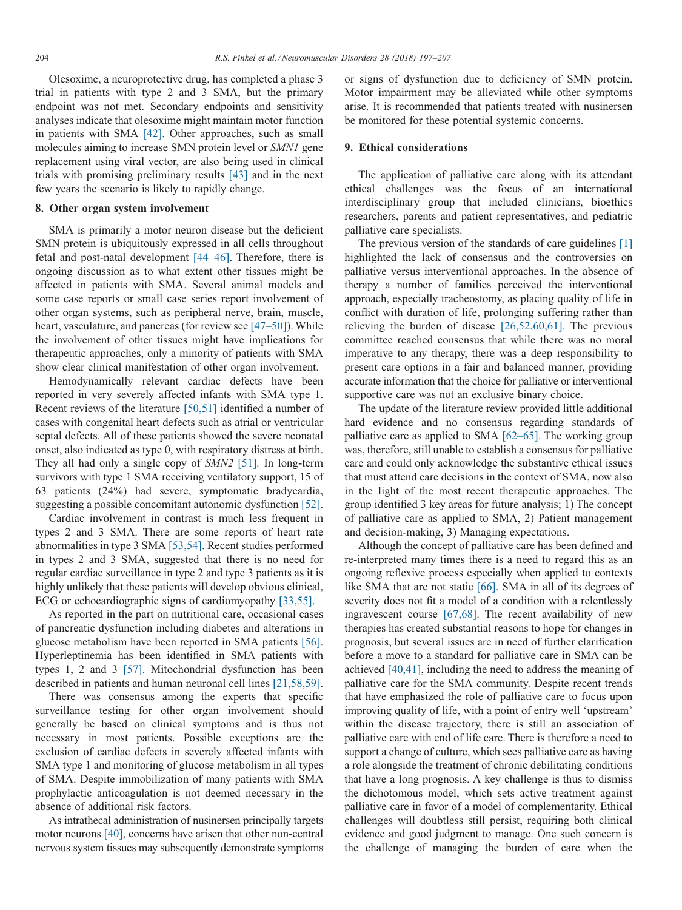Olesoxime, a neuroprotective drug, has completed a phase 3 trial in patients with type 2 and 3 SMA, but the primary endpoint was not met. Secondary endpoints and sensitivity analyses indicate that olesoxime might maintain motor function in patients with SMA [42]. Other approaches, such as small molecules aiming to increase SMN protein level or *SMN1* gene replacement using viral vector, are also being used in clinical trials with promising preliminary results [43] and in the next few years the scenario is likely to rapidly change.

## 8. Other organ system involvement

SMA is primarily a motor neuron disease but the deficient SMN protein is ubiquitously expressed in all cells throughout fetal and post-natal development [44–46]. Therefore, there is ongoing discussion as to what extent other tissues might be affected in patients with SMA. Several animal models and some case reports or small case series report involvement of other organ systems, such as peripheral nerve, brain, muscle, heart, vasculature, and pancreas (for review see [47–50]). While the involvement of other tissues might have implications for therapeutic approaches, only a minority of patients with SMA show clear clinical manifestation of other organ involvement.

Hemodynamically relevant cardiac defects have been reported in very severely affected infants with SMA type 1. Recent reviews of the literature [50,51] identified a number of cases with congenital heart defects such as atrial or ventricular septal defects. All of these patients showed the severe neonatal onset, also indicated as type 0, with respiratory distress at birth. They all had only a single copy of *SMN2* [51]. In long-term survivors with type 1 SMA receiving ventilatory support, 15 of 63 patients (24%) had severe, symptomatic bradycardia, suggesting a possible concomitant autonomic dysfunction [52].

Cardiac involvement in contrast is much less frequent in types 2 and 3 SMA. There are some reports of heart rate abnormalities in type 3 SMA [53,54]. Recent studies performed in types 2 and 3 SMA, suggested that there is no need for regular cardiac surveillance in type 2 and type 3 patients as it is highly unlikely that these patients will develop obvious clinical, ECG or echocardiographic signs of cardiomyopathy [33,55].

As reported in the part on nutritional care, occasional cases of pancreatic dysfunction including diabetes and alterations in glucose metabolism have been reported in SMA patients [56]. Hyperleptinemia has been identified in SMA patients with types 1, 2 and 3 [57]. Mitochondrial dysfunction has been described in patients and human neuronal cell lines [21,58,59].

There was consensus among the experts that specific surveillance testing for other organ involvement should generally be based on clinical symptoms and is thus not necessary in most patients. Possible exceptions are the exclusion of cardiac defects in severely affected infants with SMA type 1 and monitoring of glucose metabolism in all types of SMA. Despite immobilization of many patients with SMA prophylactic anticoagulation is not deemed necessary in the absence of additional risk factors.

As intrathecal administration of nusinersen principally targets motor neurons [40], concerns have arisen that other non-central nervous system tissues may subsequently demonstrate symptoms or signs of dysfunction due to deficiency of SMN protein. Motor impairment may be alleviated while other symptoms arise. It is recommended that patients treated with nusinersen be monitored for these potential systemic concerns.

## 9. Ethical considerations

The application of palliative care along with its attendant ethical challenges was the focus of an international interdisciplinary group that included clinicians, bioethics researchers, parents and patient representatives, and pediatric palliative care specialists.

The previous version of the standards of care guidelines [1] highlighted the lack of consensus and the controversies on palliative versus interventional approaches. In the absence of therapy a number of families perceived the interventional approach, especially tracheostomy, as placing quality of life in conflict with duration of life, prolonging suffering rather than relieving the burden of disease [26,52,60,61]. The previous committee reached consensus that while there was no moral imperative to any therapy, there was a deep responsibility to present care options in a fair and balanced manner, providing accurate information that the choice for palliative or interventional supportive care was not an exclusive binary choice.

The update of the literature review provided little additional hard evidence and no consensus regarding standards of palliative care as applied to SMA [62–65]. The working group was, therefore, still unable to establish a consensus for palliative care and could only acknowledge the substantive ethical issues that must attend care decisions in the context of SMA, now also in the light of the most recent therapeutic approaches. The group identified 3 key areas for future analysis; 1) The concept of palliative care as applied to SMA, 2) Patient management and decision-making, 3) Managing expectations.

Although the concept of palliative care has been defined and re-interpreted many times there is a need to regard this as an ongoing reflexive process especially when applied to contexts like SMA that are not static [66]. SMA in all of its degrees of severity does not fit a model of a condition with a relentlessly ingravescent course [67,68]. The recent availability of new therapies has created substantial reasons to hope for changes in prognosis, but several issues are in need of further clarification before a move to a standard for palliative care in SMA can be achieved [40,41], including the need to address the meaning of palliative care for the SMA community. Despite recent trends that have emphasized the role of palliative care to focus upon improving quality of life, with a point of entry well 'upstream' within the disease trajectory, there is still an association of palliative care with end of life care. There is therefore a need to support a change of culture, which sees palliative care as having a role alongside the treatment of chronic debilitating conditions that have a long prognosis. A key challenge is thus to dismiss the dichotomous model, which sets active treatment against palliative care in favor of a model of complementarity. Ethical challenges will doubtless still persist, requiring both clinical evidence and good judgment to manage. One such concern is the challenge of managing the burden of care when the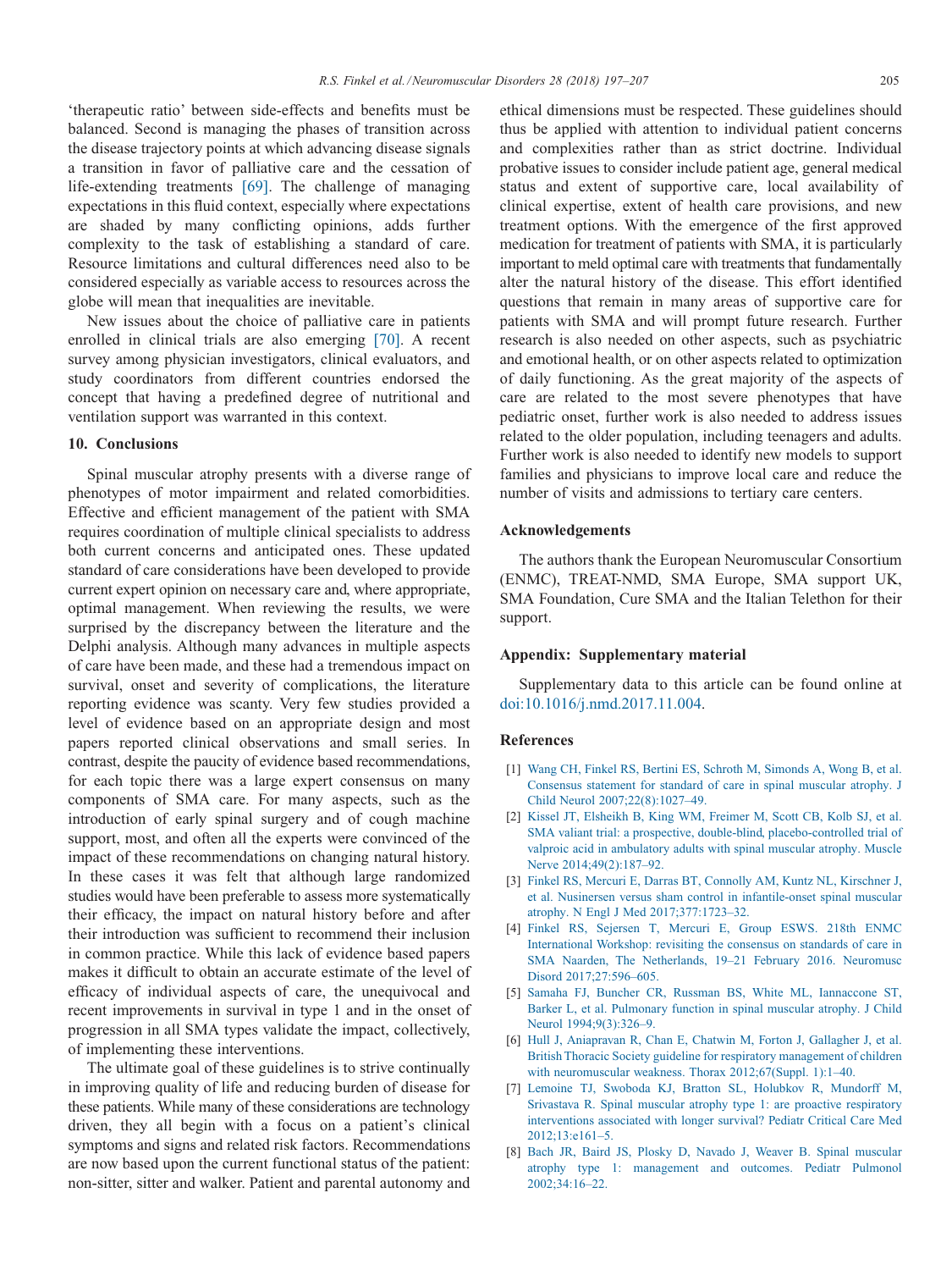'therapeutic ratio' between side-effects and benefits must be balanced. Second is managing the phases of transition across the disease trajectory points at which advancing disease signals a transition in favor of palliative care and the cessation of life-extending treatments [69]. The challenge of managing expectations in this fluid context, especially where expectations are shaded by many conflicting opinions, adds further complexity to the task of establishing a standard of care. Resource limitations and cultural differences need also to be considered especially as variable access to resources across the globe will mean that inequalities are inevitable.

New issues about the choice of palliative care in patients enrolled in clinical trials are also emerging [70]. A recent survey among physician investigators, clinical evaluators, and study coordinators from different countries endorsed the concept that having a predefined degree of nutritional and ventilation support was warranted in this context.

## 10. Conclusions

Spinal muscular atrophy presents with a diverse range of phenotypes of motor impairment and related comorbidities. Effective and efficient management of the patient with SMA requires coordination of multiple clinical specialists to address both current concerns and anticipated ones. These updated standard of care considerations have been developed to provide current expert opinion on necessary care and, where appropriate, optimal management. When reviewing the results, we were surprised by the discrepancy between the literature and the Delphi analysis. Although many advances in multiple aspects of care have been made, and these had a tremendous impact on survival, onset and severity of complications, the literature reporting evidence was scanty. Very few studies provided a level of evidence based on an appropriate design and most papers reported clinical observations and small series. In contrast, despite the paucity of evidence based recommendations, for each topic there was a large expert consensus on many components of SMA care. For many aspects, such as the introduction of early spinal surgery and of cough machine support, most, and often all the experts were convinced of the impact of these recommendations on changing natural history. In these cases it was felt that although large randomized studies would have been preferable to assess more systematically their efficacy, the impact on natural history before and after their introduction was sufficient to recommend their inclusion in common practice. While this lack of evidence based papers makes it difficult to obtain an accurate estimate of the level of efficacy of individual aspects of care, the unequivocal and recent improvements in survival in type 1 and in the onset of progression in all SMA types validate the impact, collectively, of implementing these interventions.

The ultimate goal of these guidelines is to strive continually in improving quality of life and reducing burden of disease for these patients. While many of these considerations are technology driven, they all begin with a focus on a patient's clinical symptoms and signs and related risk factors. Recommendations are now based upon the current functional status of the patient: non-sitter, sitter and walker. Patient and parental autonomy and ethical dimensions must be respected. These guidelines should thus be applied with attention to individual patient concerns and complexities rather than as strict doctrine. Individual probative issues to consider include patient age, general medical status and extent of supportive care, local availability of clinical expertise, extent of health care provisions, and new treatment options. With the emergence of the first approved medication for treatment of patients with SMA, it is particularly important to meld optimal care with treatments that fundamentally alter the natural history of the disease. This effort identified questions that remain in many areas of supportive care for patients with SMA and will prompt future research. Further research is also needed on other aspects, such as psychiatric and emotional health, or on other aspects related to optimization of daily functioning. As the great majority of the aspects of care are related to the most severe phenotypes that have pediatric onset, further work is also needed to address issues related to the older population, including teenagers and adults. Further work is also needed to identify new models to support families and physicians to improve local care and reduce the number of visits and admissions to tertiary care centers.

## Acknowledgements

The authors thank the European Neuromuscular Consortium (ENMC), TREAT-NMD, SMA Europe, SMA support UK, SMA Foundation, Cure SMA and the Italian Telethon for their support.

## Appendix: Supplementary material

Supplementary data to this article can be found online at doi:10.1016/j.nmd.2017.11.004.

## References

[1] Wang CH, Finkel RS, Bertini ES, Schroth M, Simonds A, Wong B, et al. Consensus statement for standard of care in spinal muscular atrophy. J Child Neurol 2007;22(8):1027–49.

[2] Kissel JT, Elsheikh B, King WM, Freimer M, Scott CB, Kolb SJ, et al. SMA valiant trial: a prospective, double-blind, placebo-controlled trial of valproic acid in ambulatory adults with spinal muscular atrophy. Muscle Nerve 2014;49(2):187–92.

[3] Finkel RS, Mercuri E, Darras BT, Connolly AM, Kuntz NL, Kirschner J, et al. Nusinersen versus sham control in infantile-onset spinal muscular atrophy. N Engl J Med 2017;377:1723–32.

[4] Finkel RS, Sejersen T, Mercuri E, Group ESWS. 218th ENMC International Workshop: revisiting the consensus on standards of care in SMA Naarden, The Netherlands, 19–21 February 2016. Neuromusc Disord 2017;27:596–605.

[5] Samaha FJ, Buncher CR, Russman BS, White ML, Iannaccone ST, Barker L, et al. Pulmonary function in spinal muscular atrophy. J Child Neurol 1994;9(3):326–9.

[6] Hull J, Aniapravan R, Chan E, Chatwin M, Forton J, Gallagher J, et al. British Thoracic Society guideline for respiratory management of children with neuromuscular weakness. Thorax 2012;67(Suppl. 1):1–40.

[7] Lemoine TJ, Swoboda KJ, Bratton SL, Holubkov R, Mundorff M, Srivastava R. Spinal muscular atrophy type 1: are proactive respiratory interventions associated with longer survival? Pediatr Critical Care Med 2012;13:e161–5.

[8] Bach JR, Baird JS, Plosky D, Navado J, Weaver B. Spinal muscular atrophy type 1: management and outcomes. Pediatr Pulmonol 2002;34:16–22.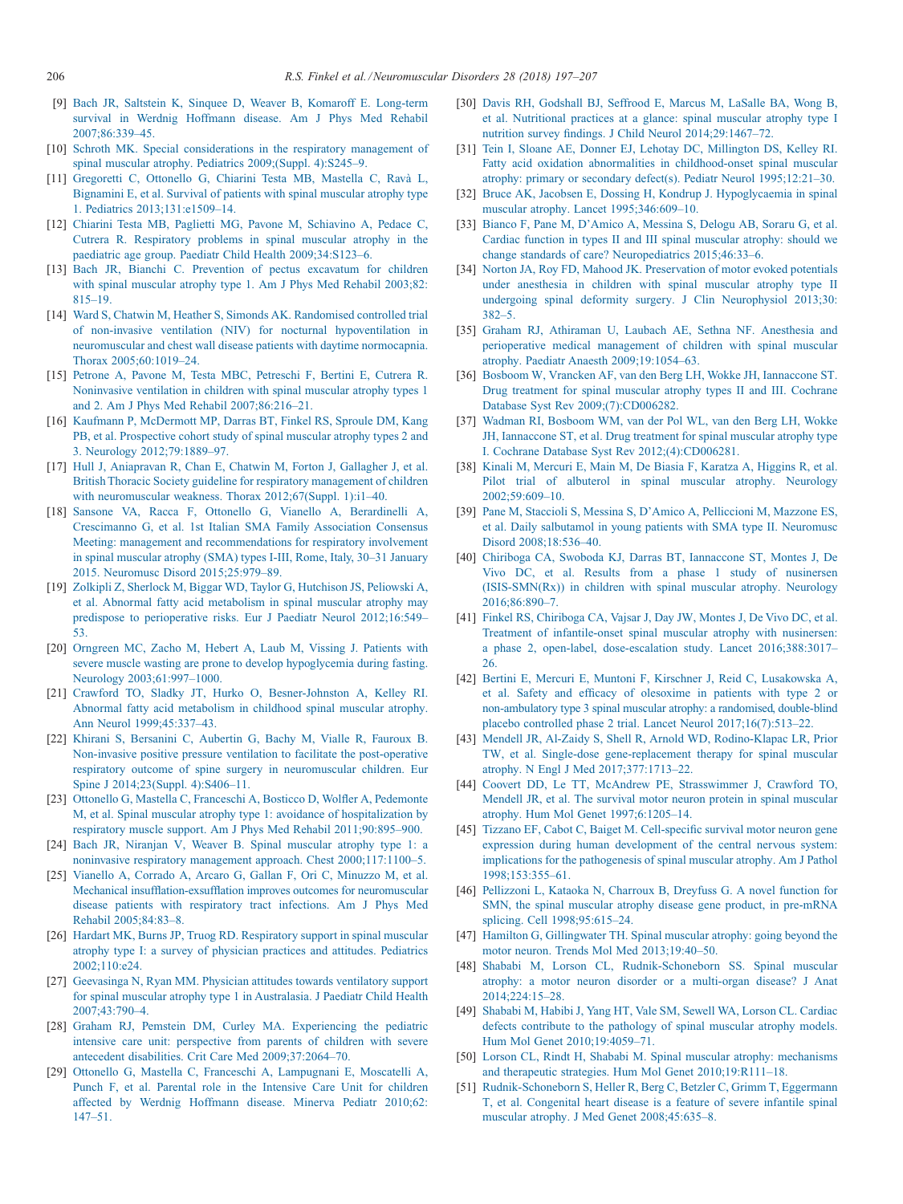[9] Bach JR, Saltstein K, Sinquee D, Weaver B, Komaroff E. Long-term survival in Werdnig Hoffmann disease. Am J Phys Med Rehabil 2007;86:339–45.

[10] Schroth MK. Special considerations in the respiratory management of spinal muscular atrophy. Pediatrics 2009;(Suppl. 4):S245–9.

[11] Gregoretti C, Ottonello G, Chiarini Testa MB, Mastella C, Ravà L, Bignamini E, et al. Survival of patients with spinal muscular atrophy type 1. Pediatrics 2013;131:e1509–14.

[12] Chiarini Testa MB, Pagliettii MG, Pavone M, Schiavino A, Pedace C, Cutrera R. Respiratory problems in spinal muscular atrophy in the paediatric age group. Paediatr Child Health 2009;34:S123–6.

[13] Bach JR, Bianchi C. Prevention of pectus excavatum for children with spinal muscular atrophy type 1. Am J Phys Med Rehabil 2003;82:815–19.

[14] Ward S, Chatwin M, Heather S, Simonds AK. Randomised controlled trial of non-invasive ventilation (NIV) for nocturnal hypoventilation in neuromuscular and chest wall disease patients with daytime normocapnia. Thorax 2005;60:1019–24.

[15] Petrone A, Pavone M, Testa MBC, Petreschi F, Bertini E, Cutrera R. Noninvasive ventilation in children with spinal muscular atrophy types 1 and 2. Am J Phys Med Rehabil 2007;86:216–21.

[16] Kaufmann P, McDermott MP, Darras BT, Finkel RS, Sproule DM, Kang PB, et al. Prospective cohort study of spinal muscular atrophy types 2 and 3. Neurology 2012;79:1889–97.

[17] Hull J, Aniapravan R, Chan E, Chatwin M, Forton J, Gallagher J, et al. British Thoracic Society guideline for respiratory management of children with neuromuscular weakness. Thorax 2012;67(Suppl. 1):i1–40.

[18] Sansone VA, Racca F, Ottonello G, Vianello A, Berardinelli A, Crescimanno G, et al. 1st Italian SMA Family Association Consensus Meeting: management and recommendations for respiratory involvement in spinal muscular atrophy (SMA) types I-III, Rome, Italy, 30–31 January 2015. Neuromusc Disord 2015;25:979–89.

[19] Zolkipli Z, Sherlock M, Biggar WD, Taylor G, Hutchison JS, Peliowski A, et al. Abnormal fatty acid metabolism in spinal muscular atrophy may predispose to perioperative risks. Eur J Paediatr Neurol 2012;16:549–53.

[20] Orngreen MC, Zacho M, Hebert A, Laub M, Vissing J. Patients with severe muscle wasting are prone to develop hypoglycemia during fasting. Neurology 2003;61:997–1000.

[21] Crawford TO, Sladky JT, Hurko O, Besner-Johnston A, Kelley RI. Abnormal fatty acid metabolism in childhood spinal muscular atrophy. Ann Neurol 1999;45:337–43.

[22] Khirani S, Bersanini C, Aubertin G, Bachy M, Vialle R, Fauroux B. Non-invasive positive pressure ventilation to facilitate the post-operative respiratory outcome of spine surgery in neuromuscular children. Eur Spine J 2014;23(Suppl. 4):S406–11.

[23] Ottonello G, Mastella C, Franceschi A, Bosticco D, Wolfler A, Pedemonte M, et al. Spinal muscular atrophy type 1: avoidance of hospitalization by respiratory muscle support. Am J Phys Med Rehabil 2011;90:895–900.

[24] Bach JR, Niranjan V, Weaver B. Spinal muscular atrophy type 1: a noninvasive respiratory management approach. Chest 2000;117:1100–5.

[25] Vianello A, Corrado A, Arcaro G, Gallan F, Ori C, Minuzzo M, et al. Mechanical insufflation-exsufflation improves outcomes for neuromuscular disease patients with respiratory tract infections. Am J Phys Med Rehabil 2005;84:83–8.

[26] Hardart MK, Burns JP, Truog RD. Respiratory support in spinal muscular atrophy type I: a survey of physician practices and attitudes. Pediatrics 2002;110:e24.

[27] Geevasinga N, Ryan MM. Physician attitudes towards ventilatory support for spinal muscular atrophy type 1 in Australasia. J Paediatr Child Health 2007;43:790–4.

[28] Graham RJ, Pemstein DM, Curley MA. Experiencing the pediatric intensive care unit: perspective from parents of children with severe antecedent disabilities. Crit Care Med 2009;37:2064–70.

[29] Ottonello G, Mastella C, Franceschi A, Lampugnani E, Moscatelli A, Punch F, et al. Parental role in the Intensive Care Unit for children affected by Werdnig Hoffmann disease. Minerva Pediatr 2010;62:147–51.

[30] Davis RH, Godshall BJ, Seffrood E, Marcus M, LaSalle BA, Wong B, et al. Nutritional practices at a glance: spinal muscular atrophy type I nutrition survey findings. J Child Neurol 2014;29:1467–72.

[31] Tein I, Sloane AE, Donner EJ, Lehotay DC, Millington DS, Kelley RI. Fatty acid oxidation abnormalities in childhood-onset spinal muscular atrophy: primary or secondary defect(s). Pediatr Neurol 1995;12:21–30.

[32] Bruce AK, Jacobsen E, Dossing H, Kondrup J. Hypoglycaemia in spinal muscular atrophy. Lancet 1995;346:609–10.

[33] Bianco F, Pane M, D'Amico A, Messina S, Delogu AB, Soraru G, et al. Cardiac function in types II and III spinal muscular atrophy: should we change standards of care? Neuropediatrics 2015;46:33–6.

[34] Norton JA, Roy FD, Mahood JK. Preservation of motor evoked potentials under anesthesia in children with spinal muscular atrophy type II undergoing spinal deformity surgery. J Clin Neurophysiol 2013;30:382–5.

[35] Graham RJ, Athiraman U, Laubach AE, Sethna NF. Anesthesia and perioperative medical management of children with spinal muscular atrophy. Paediatr Anaesth 2009;19:1054–63.

[36] Bosboom W, Vrancken AF, van den Berg LH, Wokke JH, Iannaccone ST. Drug treatment for spinal muscular atrophy types II and III. Cochrane Database Syst Rev 2009;(7):CD006282.

[37] Wadman RI, Bosboom WM, van der Pol WL, van den Berg LH, Wokke JH, Iannaccone ST, et al. Drug treatment for spinal muscular atrophy type I. Cochrane Database Syst Rev 2012;(4):CD006281.

[38] Kinali M, Mercuri E, Main M, De Biasia F, Karatza A, Higgins R, et al. Pilot trial of albuterol in spinal muscular atrophy. Neurology 2002;59:609–10.

[39] Pane M, Staccioli S, Messina S, D'Amico A, Pelliccioni M, Mazzone ES, et al. Daily salbutamol in young patients with SMA type II. Neuromusc Disord 2008;18:536–40.

[40] Chiriboga CA, Swoboda KJ, Darras BT, Iannaccone ST, Montes J, De Vivo DC, et al. Results from a phase 1 study of nusinersen (ISIS-SMN(Rx)) in children with spinal muscular atrophy. Neurology 2016;86:890–7.

[41] Finkel RS, Chiriboga CA, Vajsar J, Day JW, Montes J, De Vivo DC, et al. Treatment of infantile-onset spinal muscular atrophy with nusinersen: a phase 2, open-label, dose-escalation study. Lancet 2016;388:3017–26.

[42] Bertini E, Mercuri E, Muntoni F, Kirschner J, Reid C, Lusakowska A, et al. Safety and efficacy of olesoxime in patients with type 2 or non-ambulatory type 3 spinal muscular atrophy: a randomised, double-blind placebo controlled phase 2 trial. Lancet Neurol 2017;16(7):513–22.

[43] Mendell JR, Al-Zaidy S, Shell R, Arnold WD, Rodino-Klapac LR, Prior TW, et al. Single-dose gene-replacement therapy for spinal muscular atrophy. N Engl J Med 2017;377:1713–22.

[44] Coovert DD, Le TT, McAndrew PE, Strasswimmer J, Crawford TO, Mendell JR, et al. The survival motor neuron protein in spinal muscular atrophy. Hum Mol Genet 1997;6:1205–14.

[45] Tizzano EF, Cabot C, Baiget M. Cell-specific survival motor neuron gene expression during human development of the central nervous system: implications for the pathogenesis of spinal muscular atrophy. Am J Pathol 1998;153:355–61.

[46] Pellizzoni L, Kataoka N, Charroux B, Dreyfuss G. A novel function for SMN, the spinal muscular atrophy disease gene product, in pre-mRNA splicing. Cell 1998;95:615–24.

[47] Hamilton G, Gillingwater TH. Spinal muscular atrophy: going beyond the motor neuron. Trends Mol Med 2013;19:40–50.

[48] Shababi M, Lorson CL, Rudnik-Schoneborn SS. Spinal muscular atrophy: a motor neuron disorder or a multi-organ disease? J Anat 2014;224:15–28.

[49] Shababi M, Habibi J, Yang HT, Vale SM, Sewell WA, Lorson CL. Cardiac defects contribute to the pathology of spinal muscular atrophy models. Hum Mol Genet 2010;19:4059–71.

[50] Lorson CL, Rindt H, Shababi M. Spinal muscular atrophy: mechanisms and therapeutic strategies. Hum Mol Genet 2010;19:R111–18.

[51] Rudnik-Schoneborn S, Heller R, Berg C, Betzler C, Grimm T, Eggermann T, et al. Congenital heart disease is a feature of severe infantile spinal muscular atrophy. J Med Genet 2008;45:635–8.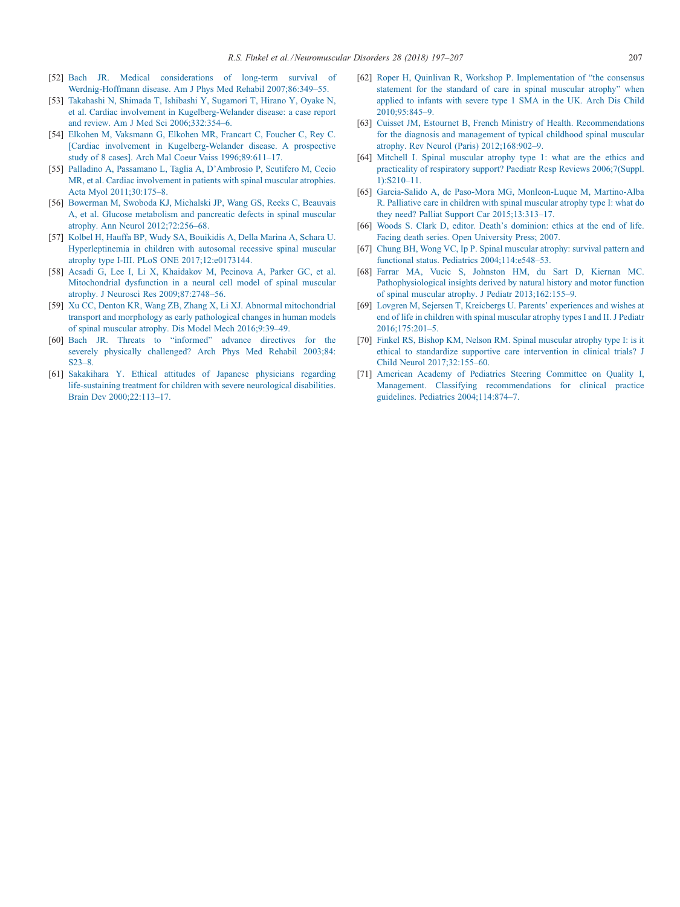[52] Bach JR. Medical considerations of long-term survival of Werdnig-Hoffmann disease. Am J Phys Med Rehabil 2007;86:349–55.

[53] Takahashi N, Shimada T, Ishibashi Y, Sugamori T, Hirano Y, Oyake N, et al. Cardiac involvement in Kugelberg-Welander disease: a case report and review. Am J Med Sci 2006;332:354–6.

[54] Elkohen M, Vaksmann G, Elkohen MR, Francart C, Foucher C, Rey C. [Cardiac involvement in Kugelberg-Welander disease. A prospective study of 8 cases]. Arch Mal Coeur Vaiss 1996;89:611–17.

[55] Palladino A, Passamano L, Taglia A, D'Ambrosio P, Scutifero M, Cecio MR, et al. Cardiac involvement in patients with spinal muscular atrophies. Acta Myol 2011;30:175–8.

[56] Bowerman M, Swoboda KJ, Michalski JP, Wang GS, Reeks C, Beauvais A, et al. Glucose metabolism and pancreatic defects in spinal muscular atrophy. Ann Neurol 2012;72:256–68.

[57] Kolbel H, Hauffa BP, Wudy SA, Bouikidis A, Della Marina A, Schara U. Hyperleptinemia in children with autosomal recessive spinal muscular atrophy type I-III. PLoS ONE 2017;12:e0173144.

[58] Acsadi G, Lee I, Li X, Khaidakov M, Pecinova A, Parker GC, et al. Mitochondrial dysfunction in a neural cell model of spinal muscular atrophy. J Neurosci Res 2009;87:2748–56.

[59] Xu CC, Denton KR, Wang ZB, Zhang X, Li XJ. Abnormal mitochondrial transport and morphology as early pathological changes in human models of spinal muscular atrophy. Dis Model Mech 2016;9:39–49.

[60] Bach JR. Threats to "informed" advance directives for the severely physically challenged? Arch Phys Med Rehabil 2003;84:S23–8.

[61] Sakakihara Y. Ethical attitudes of Japanese physicians regarding life-sustaining treatment for children with severe neurological disabilities. Brain Dev 2000;22:113–17.

[62] Roper H, Quinlivan R, Workshop P. Implementation of "the consensus statement for the standard of care in spinal muscular atrophy" when applied to infants with severe type 1 SMA in the UK. Arch Dis Child 2010;95:845–9.

[63] Cuisset JM, Estournet B, French Ministry of Health. Recommendations for the diagnosis and management of typical childhood spinal muscular atrophy. Rev Neurol (Paris) 2012;168:902–9.

[64] Mitchell I. Spinal muscular atrophy type 1: what are the ethics and practicality of respiratory support? Paediatr Resp Reviews 2006;7(Suppl. 1):S210–11.

[65] Garcia-Salido A, de Paso-Mora MG, Monleon-Luque M, Martino-Alba R. Palliative care in children with spinal muscular atrophy type I: what do they need? Palliat Support Car 2015;13:313–17.

[66] Woods S. Clark D, editor. Death's dominion: ethics at the end of life. Facing death series. Open University Press; 2007.

[67] Chung BH, Wong VC, Ip P. Spinal muscular atrophy: survival pattern and functional status. Pediatrics 2004;114:e548–53.

[68] Farrar MA, Vucic S, Johnston HM, du Sart D, Kiernan MC. Pathophysiological insights derived by natural history and motor function of spinal muscular atrophy. J Pediatr 2013;162:155–9.

[69] Lovgren M, Sejersen T, Kreicbergs U. Parents' experiences and wishes at end of life in children with spinal muscular atrophy types I and II. J Pediatr 2016;175:201–5.

[70] Finkel RS, Bishop KM, Nelson RM. Spinal muscular atrophy type I: is it ethical to standardize supportive care intervention in clinical trials? J Child Neurol 2017;32:155–60.

[71] American Academy of Pediatrics Steering Committee on Quality I, Management. Classifying recommendations for clinical practice guidelines. Pediatrics 2004;114:874–7.